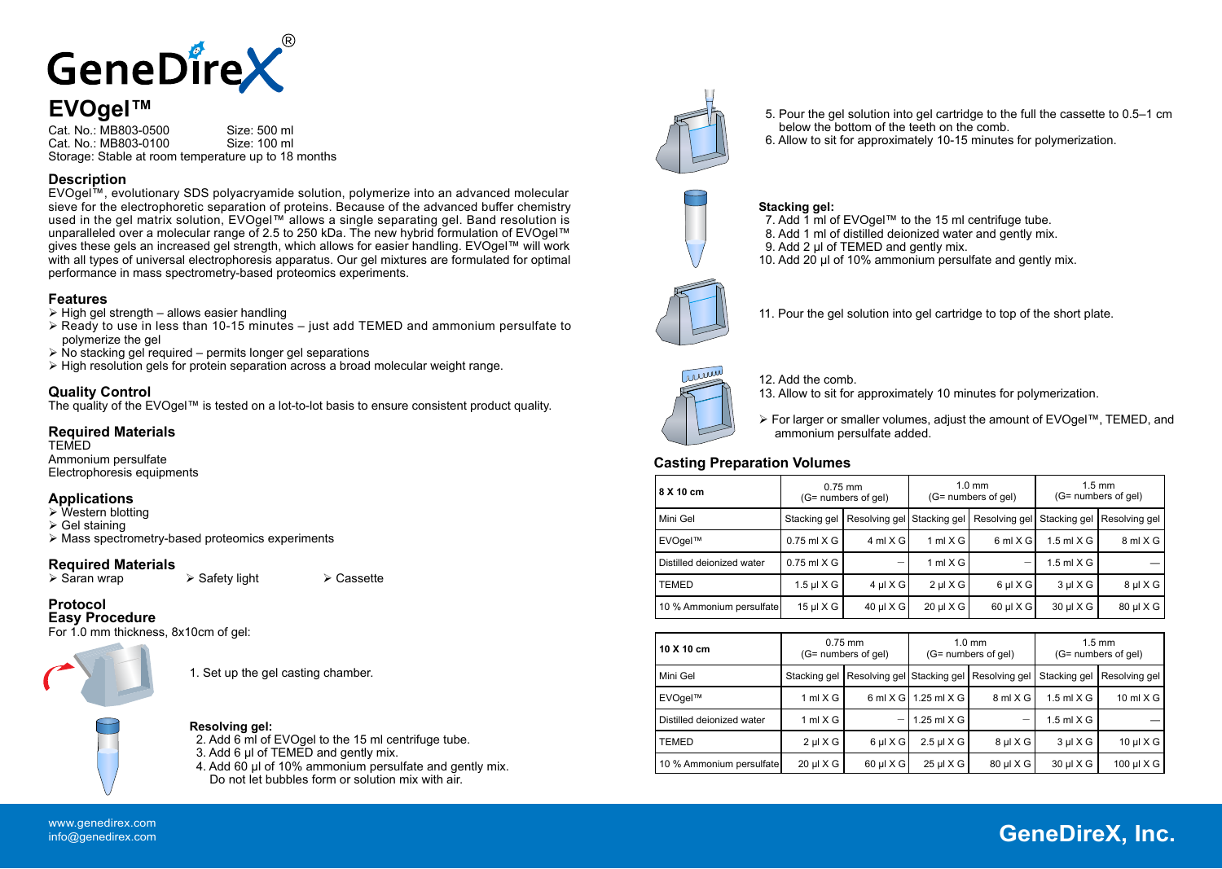# GeneDireX®

## EVOgel™

Cat. No.: MB803-0500    Size: 500 ml
Cat. No.: MB803-0100    Size: 100 ml
Storage: Stable at room temperature up to 18 months

### Description

EVOgel™, evolutionary SDS polyacryamide solution, polymerize into an advanced molecular sieve for the electrophoretic separation of proteins. Because of the advanced buffer chemistry used in the gel matrix solution, EVOgel™ allows a single separating gel. Band resolution is unparalleled over a molecular range of 2.5 to 250 kDa. The new hybrid formulation of EVOgel™ gives these gels an increased gel strength, which allows for easier handling. EVOgel™ will work with all types of universal electrophoresis apparatus. Our gel mixtures are formulated for optimal performance in mass spectrometry-based proteomics experiments.

### Features

- High gel strength – allows easier handling
- Ready to use in less than 10-15 minutes – just add TEMED and ammonium persulfate to polymerize the gel
- No stacking gel required – permits longer gel separations
- High resolution gels for protein separation across a broad molecular weight range.

### Quality Control

The quality of the EVOgel™ is tested on a lot-to-lot basis to ensure consistent product quality.

### Required Materials

TEMED
Ammonium persulfate
Electrophoresis equipments

### Applications

- Western blotting
- Gel staining
- Mass spectrometry-based proteomics experiments

### Required Materials

- Saran wrap
- Safety light
- Cassette

### Protocol

### Easy Procedure

For 1.0 mm thickness, 8x10cm of gel:

1. Set up the gel casting chamber.

**Resolving gel:**

2. Add 6 ml of EVOgel to the 15 ml centrifuge tube.
3. Add 6 μl of TEMED and gently mix.
4. Add 60 μl of 10% ammonium persulfate and gently mix. Do not let bubbles form or solution mix with air.
5. Pour the gel solution into gel cartridge to the full the cassette to 0.5–1 cm below the bottom of the teeth on the comb.
6. Allow to sit for approximately 10-15 minutes for polymerization.

**Stacking gel:**

7. Add 1 ml of EVOgel™ to the 15 ml centrifuge tube.
8. Add 1 ml of distilled deionized water and gently mix.
9. Add 2 μl of TEMED and gently mix.
10. Add 20 μl of 10% ammonium persulfate and gently mix.
11. Pour the gel solution into gel cartridge to top of the short plate.
12. Add the comb.
13. Allow to sit for approximately 10 minutes for polymerization.

- For larger or smaller volumes, adjust the amount of EVOgel™, TEMED, and ammonium persulfate added.

### Casting Preparation Volumes

| 8 X 10 cm | 0.75 mm (G= numbers of gel) | | 1.0 mm (G= numbers of gel) | | 1.5 mm (G= numbers of gel) | |
|---|---|---|---|---|---|---|
| Mini Gel | Stacking gel | Resolving gel | Stacking gel | Resolving gel | Stacking gel | Resolving gel |
| EVOgel™ | 0.75 ml X G | 4 ml X G | 1 ml X G | 6 ml X G | 1.5 ml X G | 8 ml X G |
| Distilled deionized water | 0.75 ml X G | — | 1 ml X G | — | 1.5 ml X G | — |
| TEMED | 1.5 μl X G | 4 μl X G | 2 μl X G | 6 μl X G | 3 μl X G | 8 μl X G |
| 10 % Ammonium persulfate | 15 μl X G | 40 μl X G | 20 μl X G | 60 μl X G | 30 μl X G | 80 μl X G |

| 10 X 10 cm | 0.75 mm (G= numbers of gel) | | 1.0 mm (G= numbers of gel) | | 1.5 mm (G= numbers of gel) | |
|---|---|---|---|---|---|---|
| Mini Gel | Stacking gel | Resolving gel | Stacking gel | Resolving gel | Stacking gel | Resolving gel |
| EVOgel™ | 1 ml X G | 6 ml X G | 1.25 ml X G | 8 ml X G | 1.5 ml X G | 10 ml X G |
| Distilled deionized water | 1 ml X G | — | 1.25 ml X G | — | 1.5 ml X G | — |
| TEMED | 2 μl X G | 6 μl X G | 2.5 μl X G | 8 μl X G | 3 μl X G | 10 μl X G |
| 10 % Ammonium persulfate | 20 μl X G | 60 μl X G | 25 μl X G | 80 μl X G | 30 μl X G | 100 μl X G |

www.genedirex.com
info@genedirex.com

**GeneDireX, Inc.**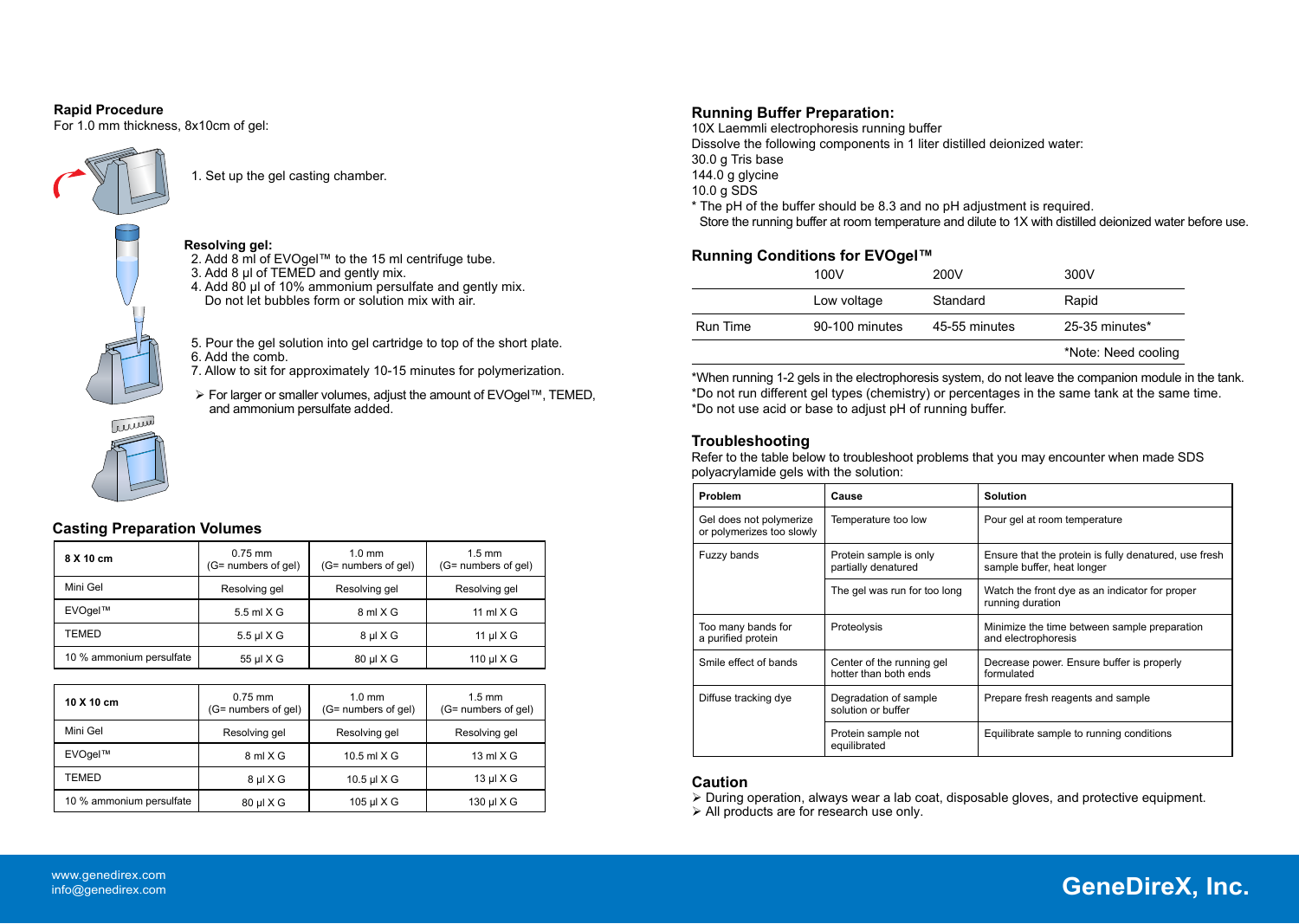## Rapid Procedure

For 1.0 mm thickness, 8x10cm of gel:

1. Set up the gel casting chamber.

**Resolving gel:**

2. Add 8 ml of EVOgel™ to the 15 ml centrifuge tube.
3. Add 8 µl of TEMED and gently mix.
4. Add 80 µl of 10% ammonium persulfate and gently mix. Do not let bubbles form or solution mix with air.
5. Pour the gel solution into gel cartridge to top of the short plate.
6. Add the comb.
7. Allow to sit for approximately 10-15 minutes for polymerization.

➢ For larger or smaller volumes, adjust the amount of EVOgel™, TEMED, and ammonium persulfate added.

## Casting Preparation Volumes

| 8 X 10 cm | 0.75 mm (G= numbers of gel) | 1.0 mm (G= numbers of gel) | 1.5 mm (G= numbers of gel) |
|---|---|---|---|
| Mini Gel | Resolving gel | Resolving gel | Resolving gel |
| EVOgel™ | 5.5 ml X G | 8 ml X G | 11 ml X G |
| TEMED | 5.5 µl X G | 8 µl X G | 11 µl X G |
| 10 % ammonium persulfate | 55 µl X G | 80 µl X G | 110 µl X G |

| 10 X 10 cm | 0.75 mm (G= numbers of gel) | 1.0 mm (G= numbers of gel) | 1.5 mm (G= numbers of gel) |
|---|---|---|---|
| Mini Gel | Resolving gel | Resolving gel | Resolving gel |
| EVOgel™ | 8 ml X G | 10.5 ml X G | 13 ml X G |
| TEMED | 8 µl X G | 10.5 µl X G | 13 µl X G |
| 10 % ammonium persulfate | 80 µl X G | 105 µl X G | 130 µl X G |

## Running Buffer Preparation:

10X Laemmli electrophoresis running buffer

Dissolve the following components in 1 liter distilled deionized water:

30.0 g Tris base

144.0 g glycine

10.0 g SDS

* The pH of the buffer should be 8.3 and no pH adjustment is required.
Store the running buffer at room temperature and dilute to 1X with distilled deionized water before use.

## Running Conditions for EVOgel™

| | 100V | 200V | 300V |
|---|---|---|---|
| | Low voltage | Standard | Rapid |
| Run Time | 90-100 minutes | 45-55 minutes | 25-35 minutes* |
| | | | *Note: Need cooling |

*When running 1-2 gels in the electrophoresis system, do not leave the companion module in the tank.

*Do not run different gel types (chemistry) or percentages in the same tank at the same time.

*Do not use acid or base to adjust pH of running buffer.

## Troubleshooting

Refer to the table below to troubleshoot problems that you may encounter when made SDS polyacrylamide gels with the solution:

| Problem | Cause | Solution |
|---|---|---|
| Gel does not polymerize or polymerizes too slowly | Temperature too low | Pour gel at room temperature |
| Fuzzy bands | Protein sample is only partially denatured | Ensure that the protein is fully denatured, use fresh sample buffer, heat longer |
| | The gel was run for too long | Watch the front dye as an indicator for proper running duration |
| Too many bands for a purified protein | Proteolysis | Minimize the time between sample preparation and electrophoresis |
| Smile effect of bands | Center of the running gel hotter than both ends | Decrease power. Ensure buffer is properly formulated |
| Diffuse tracking dye | Degradation of sample solution or buffer | Prepare fresh reagents and sample |
| | Protein sample not equilibrated | Equilibrate sample to running conditions |

## Caution

➢ During operation, always wear a lab coat, disposable gloves, and protective equipment.

➢ All products are for research use only.

www.genedirex.com

info@genedirex.com

**GeneDireX, Inc.**